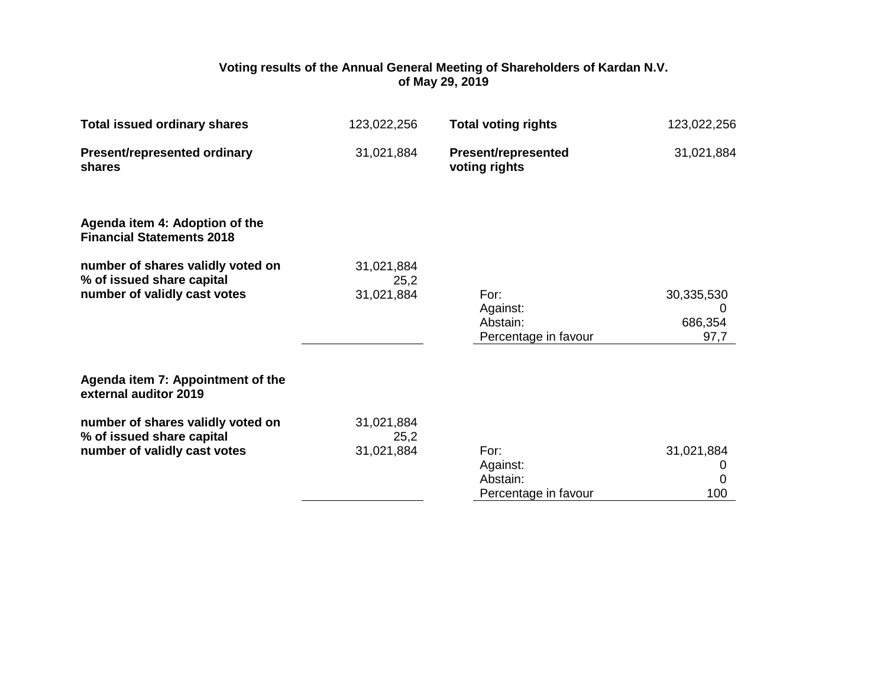# Voting results of the Annual General Meeting of Shareholders of Kardan N.V. of May 29, 2019

| | | | |
|---|---|---|---|
| **Total issued ordinary shares** | 123,022,256 | **Total voting rights** | 123,022,256 |
| **Present/represented ordinary shares** | 31,021,884 | **Present/represented voting rights** | 31,021,884 |

**Agenda item 4: Adoption of the Financial Statements 2018**

| | | | |
|---|---|---|---|
| **number of shares validly voted on** | 31,021,884 | | |
| **% of issued share capital** | 25,2 | | |
| **number of validly cast votes** | 31,021,884 | For: | 30,335,530 |
| | | Against: | 0 |
| | | Abstain: | 686,354 |
| | | Percentage in favour | 97,7 |

**Agenda item 7: Appointment of the external auditor 2019**

| | | | |
|---|---|---|---|
| **number of shares validly voted on** | 31,021,884 | | |
| **% of issued share capital** | 25,2 | | |
| **number of validly cast votes** | 31,021,884 | For: | 31,021,884 |
| | | Against: | 0 |
| | | Abstain: | 0 |
| | | Percentage in favour | 100 |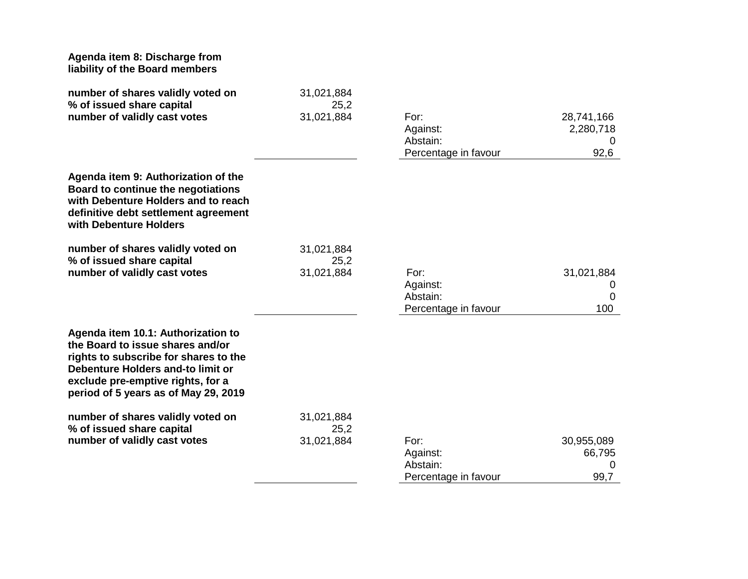**Agenda item 8: Discharge from liability of the Board members**

| | | | |
|---|---|---|---|
| **number of shares validly voted on** | 31,021,884 | | |
| **% of issued share capital** | 25,2 | | |
| **number of validly cast votes** | 31,021,884 | For: | 28,741,166 |
| | | Against: | 2,280,718 |
| | | Abstain: | 0 |
| | | Percentage in favour | 92,6 |

**Agenda item 9: Authorization of the Board to continue the negotiations with Debenture Holders and to reach definitive debt settlement agreement with Debenture Holders**

| | | | |
|---|---|---|---|
| **number of shares validly voted on** | 31,021,884 | | |
| **% of issued share capital** | 25,2 | | |
| **number of validly cast votes** | 31,021,884 | For: | 31,021,884 |
| | | Against: | 0 |
| | | Abstain: | 0 |
| | | Percentage in favour | 100 |

**Agenda item 10.1: Authorization to the Board to issue shares and/or rights to subscribe for shares to the Debenture Holders and-to limit or exclude pre-emptive rights, for a period of 5 years as of May 29, 2019**

| | | | |
|---|---|---|---|
| **number of shares validly voted on** | 31,021,884 | | |
| **% of issued share capital** | 25,2 | | |
| **number of validly cast votes** | 31,021,884 | For: | 30,955,089 |
| | | Against: | 66,795 |
| | | Abstain: | 0 |
| | | Percentage in favour | 99,7 |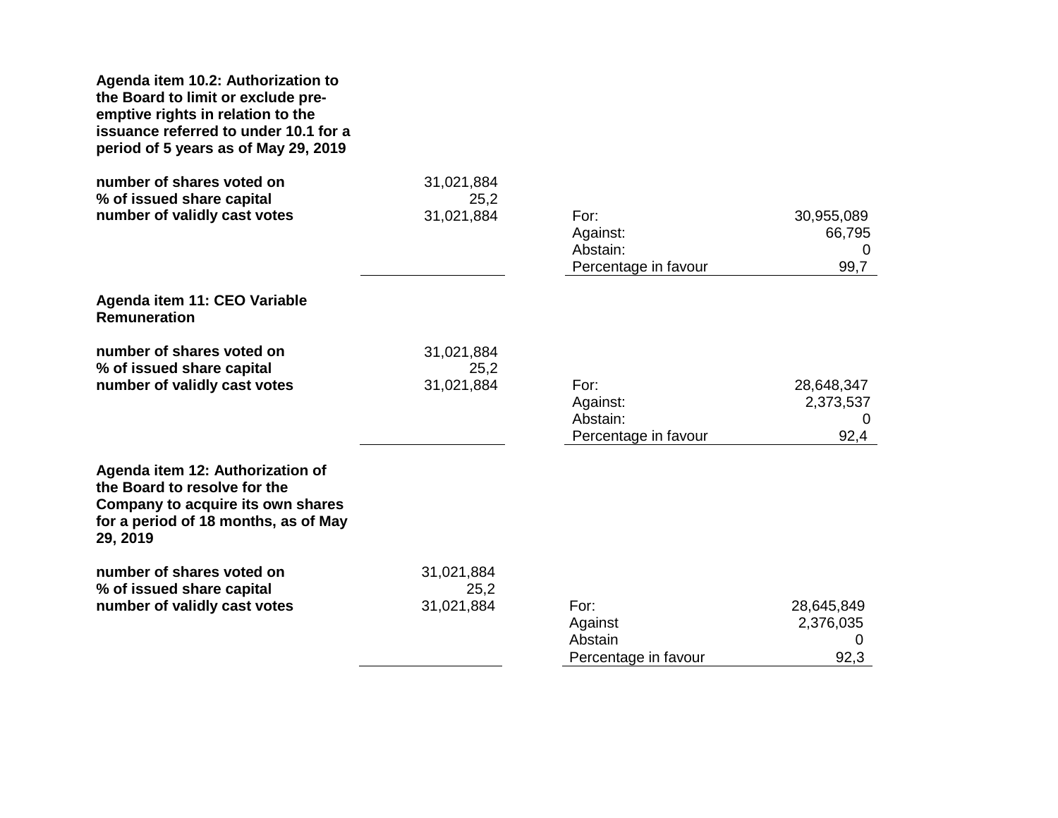**Agenda item 10.2: Authorization to the Board to limit or exclude pre-emptive rights in relation to the issuance referred to under 10.1 for a period of 5 years as of May 29, 2019**

| | | | |
|---|---|---|---|
| **number of shares voted on** | 31,021,884 | | |
| **% of issued share capital** | 25,2 | | |
| **number of validly cast votes** | 31,021,884 | For: | 30,955,089 |
| | | Against: | 66,795 |
| | | Abstain: | 0 |
| | | Percentage in favour | 99,7 |

**Agenda item 11: CEO Variable Remuneration**

| | | | |
|---|---|---|---|
| **number of shares voted on** | 31,021,884 | | |
| **% of issued share capital** | 25,2 | | |
| **number of validly cast votes** | 31,021,884 | For: | 28,648,347 |
| | | Against: | 2,373,537 |
| | | Abstain: | 0 |
| | | Percentage in favour | 92,4 |

**Agenda item 12: Authorization of the Board to resolve for the Company to acquire its own shares for a period of 18 months, as of May 29, 2019**

| | | | |
|---|---|---|---|
| **number of shares voted on** | 31,021,884 | | |
| **% of issued share capital** | 25,2 | | |
| **number of validly cast votes** | 31,021,884 | For: | 28,645,849 |
| | | Against | 2,376,035 |
| | | Abstain | 0 |
| | | Percentage in favour | 92,3 |